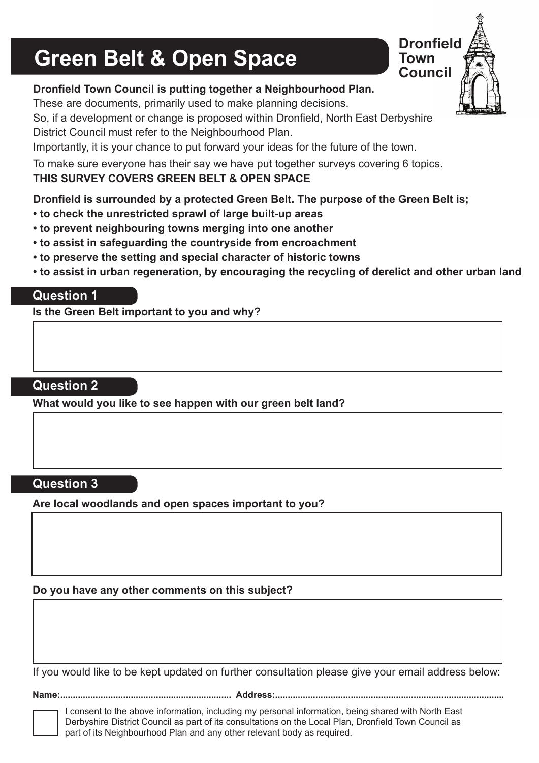# Green Belt & Open Space

**Dronfield Town Council**

**Dronfield Town Council is putting together a Neighbourhood Plan.**

These are documents, primarily used to make planning decisions.

So, if a development or change is proposed within Dronfield, North East Derbyshire District Council must refer to the Neighbourhood Plan.

Importantly, it is your chance to put forward your ideas for the future of the town.

To make sure everyone has their say we have put together surveys covering 6 topics.

**THIS SURVEY COVERS GREEN BELT & OPEN SPACE**

**Dronfield is surrounded by a protected Green Belt. The purpose of the Green Belt is;**

- **to check the unrestricted sprawl of large built-up areas**
- **to prevent neighbouring towns merging into one another**
- **to assist in safeguarding the countryside from encroachment**
- **to preserve the setting and special character of historic towns**
- **to assist in urban regeneration, by encouraging the recycling of derelict and other urban land**

## Question 1

**Is the Green Belt important to you and why?**

## Question 2

**What would you like to see happen with our green belt land?**

## Question 3

**Are local woodlands and open spaces important to you?**

**Do you have any other comments on this subject?**

If you would like to be kept updated on further consultation please give your email address below:

**Name:................................................................... Address:.........................................................................................**

☐ I consent to the above information, including my personal information, being shared with North East Derbyshire District Council as part of its consultations on the Local Plan, Dronfield Town Council as part of its Neighbourhood Plan and any other relevant body as required.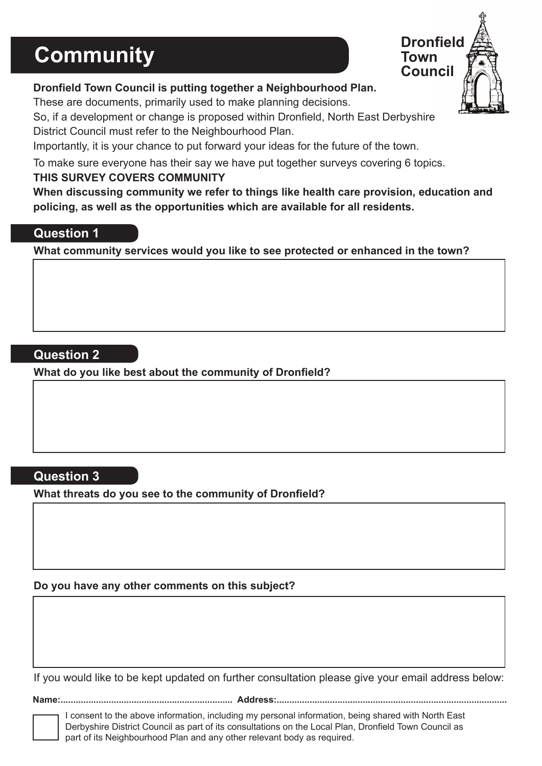# Community

**Dronfield Town Council**

**Dronfield Town Council is putting together a Neighbourhood Plan.**

These are documents, primarily used to make planning decisions.

So, if a development or change is proposed within Dronfield, North East Derbyshire District Council must refer to the Neighbourhood Plan.

Importantly, it is your chance to put forward your ideas for the future of the town.

To make sure everyone has their say we have put together surveys covering 6 topics.

**THIS SURVEY COVERS COMMUNITY**

**When discussing community we refer to things like health care provision, education and policing, as well as the opportunities which are available for all residents.**

## Question 1

**What community services would you like to see protected or enhanced in the town?**

## Question 2

**What do you like best about the community of Dronfield?**

## Question 3

**What threats do you see to the community of Dronfield?**

**Do you have any other comments on this subject?**

If you would like to be kept updated on further consultation please give your email address below:

**Name:.................................................................. Address:.........................................................................................**

☐ I consent to the above information, including my personal information, being shared with North East Derbyshire District Council as part of its consultations on the Local Plan, Dronfield Town Council as part of its Neighbourhood Plan and any other relevant body as required.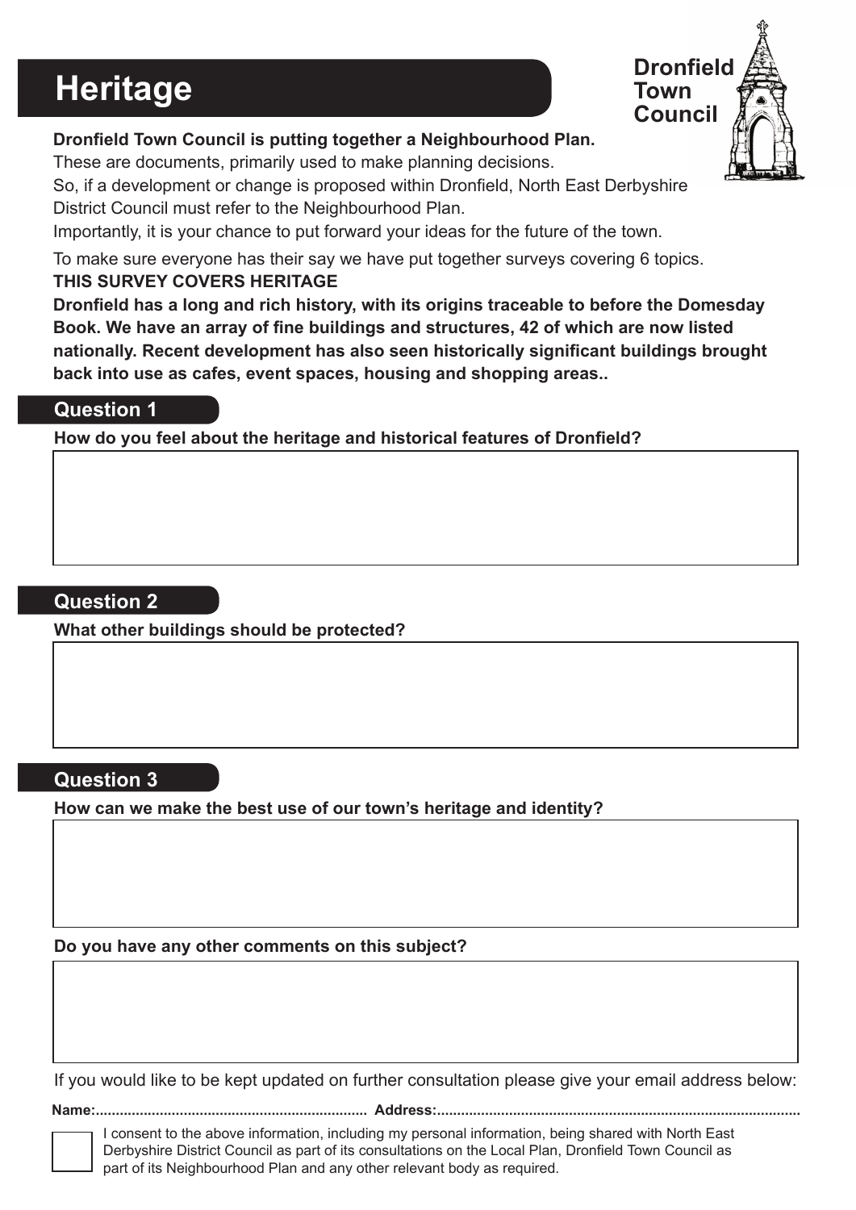# Heritage

**Dronfield Town Council**

**Dronfield Town Council is putting together a Neighbourhood Plan.**

These are documents, primarily used to make planning decisions.

So, if a development or change is proposed within Dronfield, North East Derbyshire District Council must refer to the Neighbourhood Plan.

Importantly, it is your chance to put forward your ideas for the future of the town.

To make sure everyone has their say we have put together surveys covering 6 topics.

**THIS SURVEY COVERS HERITAGE**

**Dronfield has a long and rich history, with its origins traceable to before the Domesday Book. We have an array of fine buildings and structures, 42 of which are now listed nationally. Recent development has also seen historically significant buildings brought back into use as cafes, event spaces, housing and shopping areas..**

## Question 1

**How do you feel about the heritage and historical features of Dronfield?**

## Question 2

**What other buildings should be protected?**

## Question 3

**How can we make the best use of our town's heritage and identity?**

**Do you have any other comments on this subject?**

If you would like to be kept updated on further consultation please give your email address below:

**Name:..................................................................... Address:.........................................................................................**

☐ I consent to the above information, including my personal information, being shared with North East Derbyshire District Council as part of its consultations on the Local Plan, Dronfield Town Council as part of its Neighbourhood Plan and any other relevant body as required.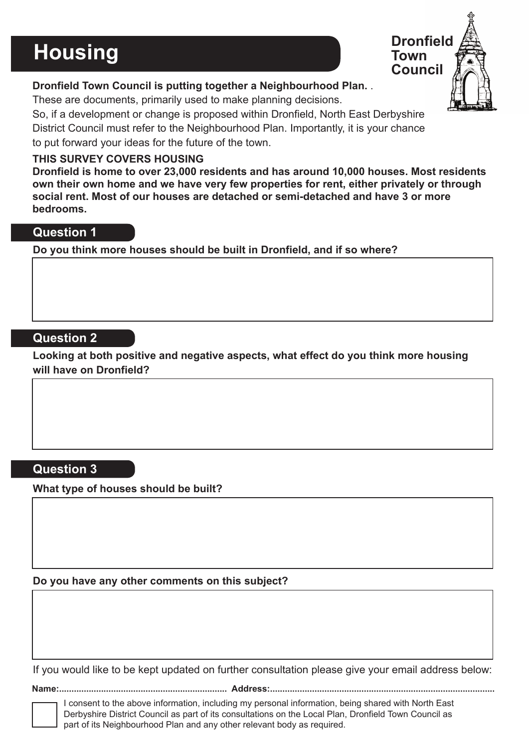# Housing

Dronfield Town Council

**Dronfield Town Council is putting together a Neighbourhood Plan.** .

These are documents, primarily used to make planning decisions.

So, if a development or change is proposed within Dronfield, North East Derbyshire District Council must refer to the Neighbourhood Plan. Importantly, it is your chance to put forward your ideas for the future of the town.

**THIS SURVEY COVERS HOUSING**

**Dronfield is home to over 23,000 residents and has around 10,000 houses. Most residents own their own home and we have very few properties for rent, either privately or through social rent. Most of our houses are detached or semi-detached and have 3 or more bedrooms.**

## Question 1

**Do you think more houses should be built in Dronfield, and if so where?**

## Question 2

**Looking at both positive and negative aspects, what effect do you think more housing will have on Dronfield?**

## Question 3

**What type of houses should be built?**

**Do you have any other comments on this subject?**

If you would like to be kept updated on further consultation please give your email address below:

**Name:**.................................................................... **Address:**..........................................................................................

☐ I consent to the above information, including my personal information, being shared with North East Derbyshire District Council as part of its consultations on the Local Plan, Dronfield Town Council as part of its Neighbourhood Plan and any other relevant body as required.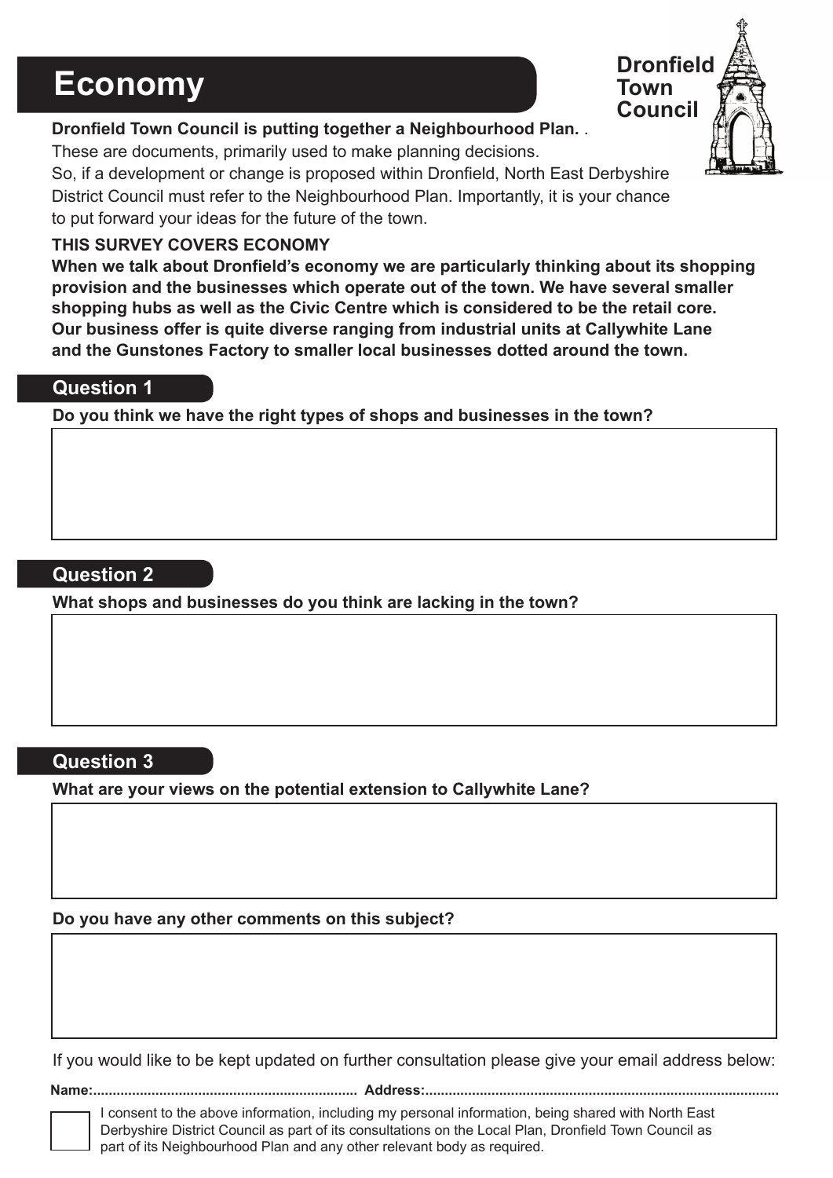# Economy

Dronfield Town Council

**Dronfield Town Council is putting together a Neighbourhood Plan.** .

These are documents, primarily used to make planning decisions.

So, if a development or change is proposed within Dronfield, North East Derbyshire District Council must refer to the Neighbourhood Plan. Importantly, it is your chance to put forward your ideas for the future of the town.

**THIS SURVEY COVERS ECONOMY**

**When we talk about Dronfield's economy we are particularly thinking about its shopping provision and the businesses which operate out of the town. We have several smaller shopping hubs as well as the Civic Centre which is considered to be the retail core. Our business offer is quite diverse ranging from industrial units at Callywhite Lane and the Gunstones Factory to smaller local businesses dotted around the town.**

## Question 1

**Do you think we have the right types of shops and businesses in the town?**

## Question 2

**What shops and businesses do you think are lacking in the town?**

## Question 3

**What are your views on the potential extension to Callywhite Lane?**

**Do you have any other comments on this subject?**

If you would like to be kept updated on further consultation please give your email address below:

**Name:.................................................................. Address:.........................................................................................**

☐ I consent to the above information, including my personal information, being shared with North East Derbyshire District Council as part of its consultations on the Local Plan, Dronfield Town Council as part of its Neighbourhood Plan and any other relevant body as required.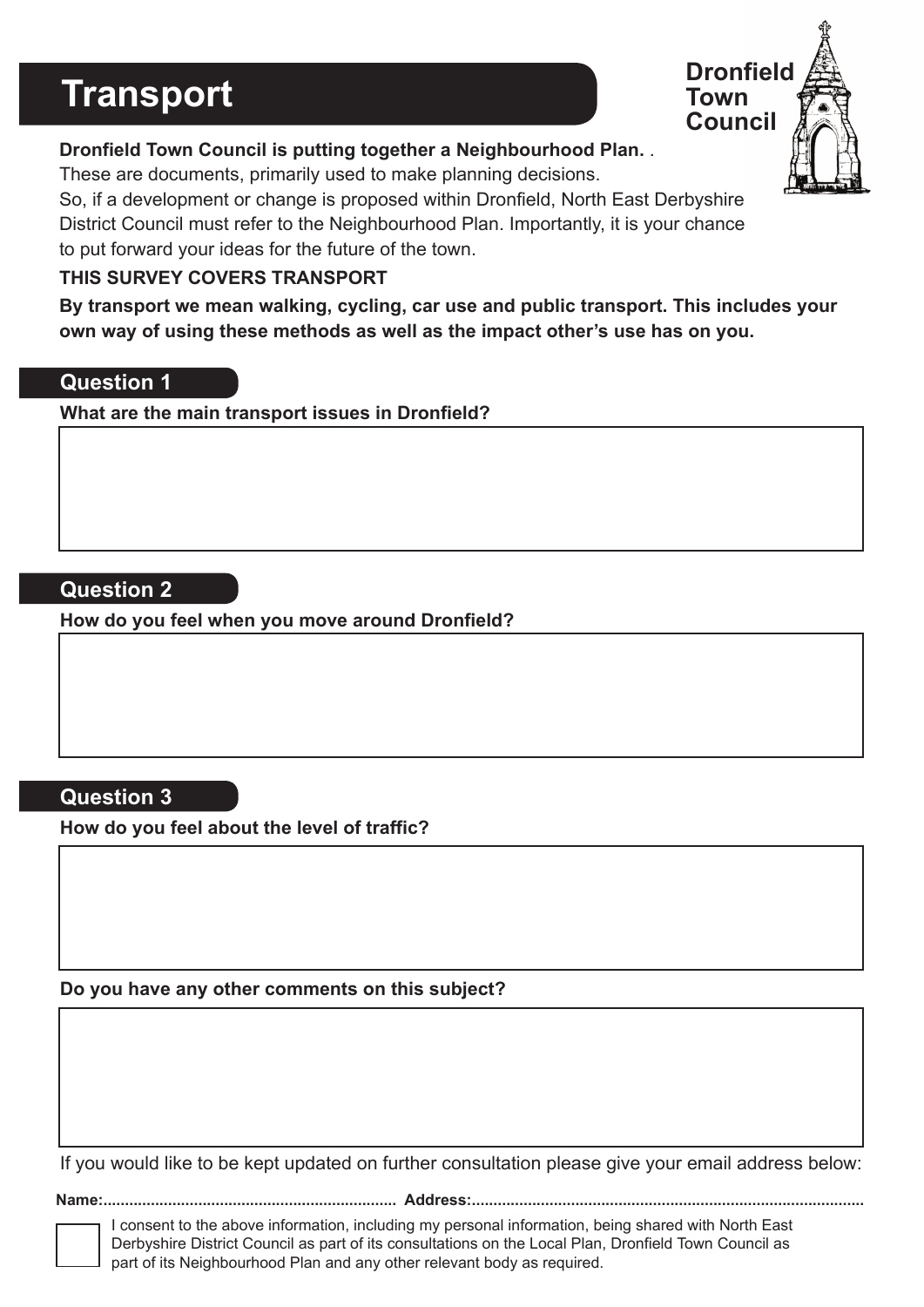# Transport

Dronfield Town Council

**Dronfield Town Council is putting together a Neighbourhood Plan.** .
These are documents, primarily used to make planning decisions.
So, if a development or change is proposed within Dronfield, North East Derbyshire District Council must refer to the Neighbourhood Plan. Importantly, it is your chance to put forward your ideas for the future of the town.

**THIS SURVEY COVERS TRANSPORT**

**By transport we mean walking, cycling, car use and public transport. This includes your own way of using these methods as well as the impact other's use has on you.**

## Question 1

**What are the main transport issues in Dronfield?**

## Question 2

**How do you feel when you move around Dronfield?**

## Question 3

**How do you feel about the level of traffic?**

**Do you have any other comments on this subject?**

If you would like to be kept updated on further consultation please give your email address below:

**Name:.................................................................. Address:.........................................................................................**

☐ I consent to the above information, including my personal information, being shared with North East Derbyshire District Council as part of its consultations on the Local Plan, Dronfield Town Council as part of its Neighbourhood Plan and any other relevant body as required.